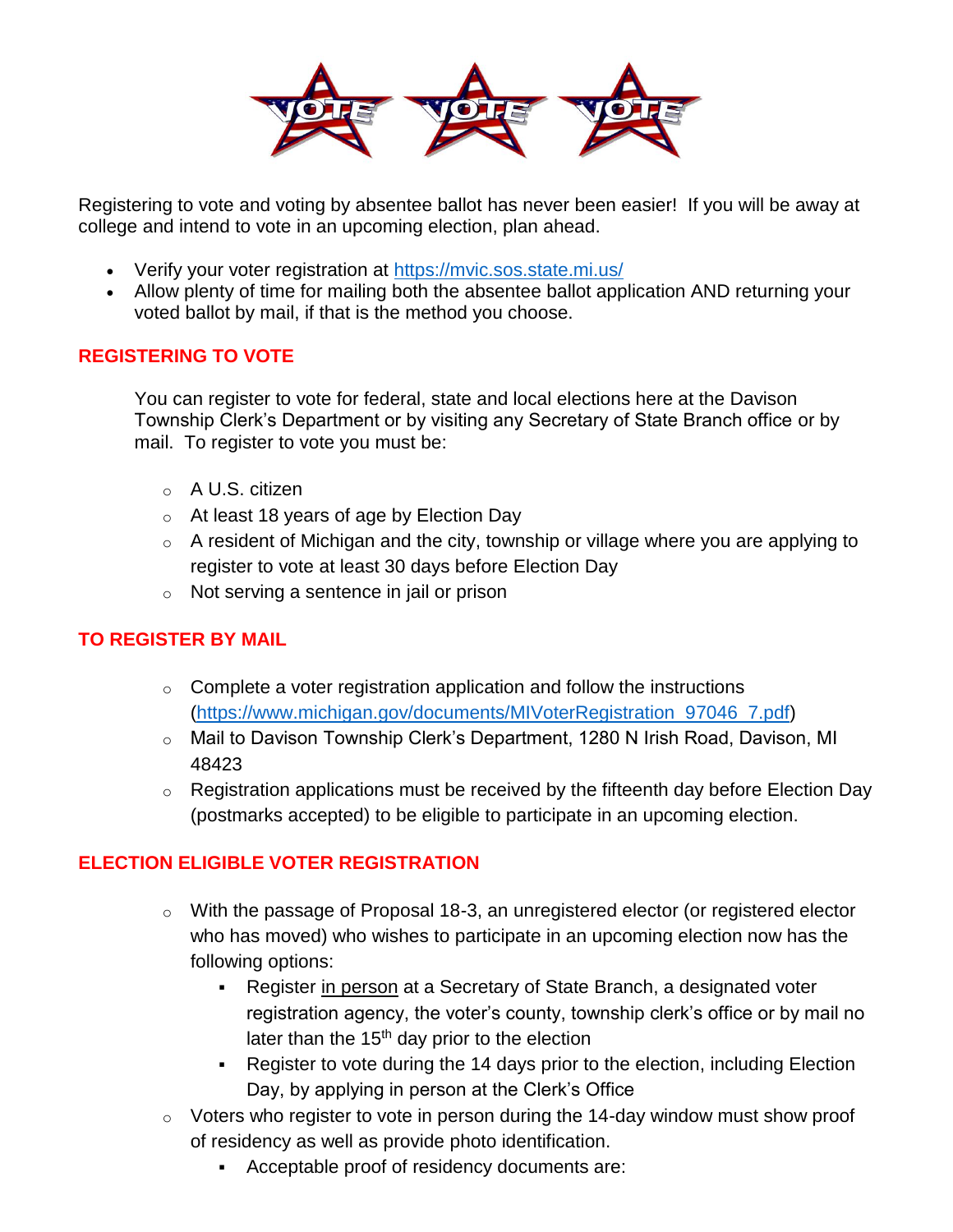Registering to vote and voting by absentee ballot has never been easier! If you will be away at college and intend to vote in an upcoming election, plan ahead.

- Verify your voter registration at https://mvic.sos.state.mi.us/
- Allow plenty of time for mailing both the absentee ballot application AND returning your voted ballot by mail, if that is the method you choose.

## REGISTERING TO VOTE

You can register to vote for federal, state and local elections here at the Davison Township Clerk's Department or by visiting any Secretary of State Branch office or by mail. To register to vote you must be:

- A U.S. citizen
- At least 18 years of age by Election Day
- A resident of Michigan and the city, township or village where you are applying to register to vote at least 30 days before Election Day
- Not serving a sentence in jail or prison

## TO REGISTER BY MAIL

- Complete a voter registration application and follow the instructions (https://www.michigan.gov/documents/MIVoterRegistration_97046_7.pdf)
- Mail to Davison Township Clerk's Department, 1280 N Irish Road, Davison, MI 48423
- Registration applications must be received by the fifteenth day before Election Day (postmarks accepted) to be eligible to participate in an upcoming election.

## ELECTION ELIGIBLE VOTER REGISTRATION

- With the passage of Proposal 18-3, an unregistered elector (or registered elector who has moved) who wishes to participate in an upcoming election now has the following options:
  - Register in person at a Secretary of State Branch, a designated voter registration agency, the voter's county, township clerk's office or by mail no later than the 15th day prior to the election
  - Register to vote during the 14 days prior to the election, including Election Day, by applying in person at the Clerk's Office
- Voters who register to vote in person during the 14-day window must show proof of residency as well as provide photo identification.
  - Acceptable proof of residency documents are: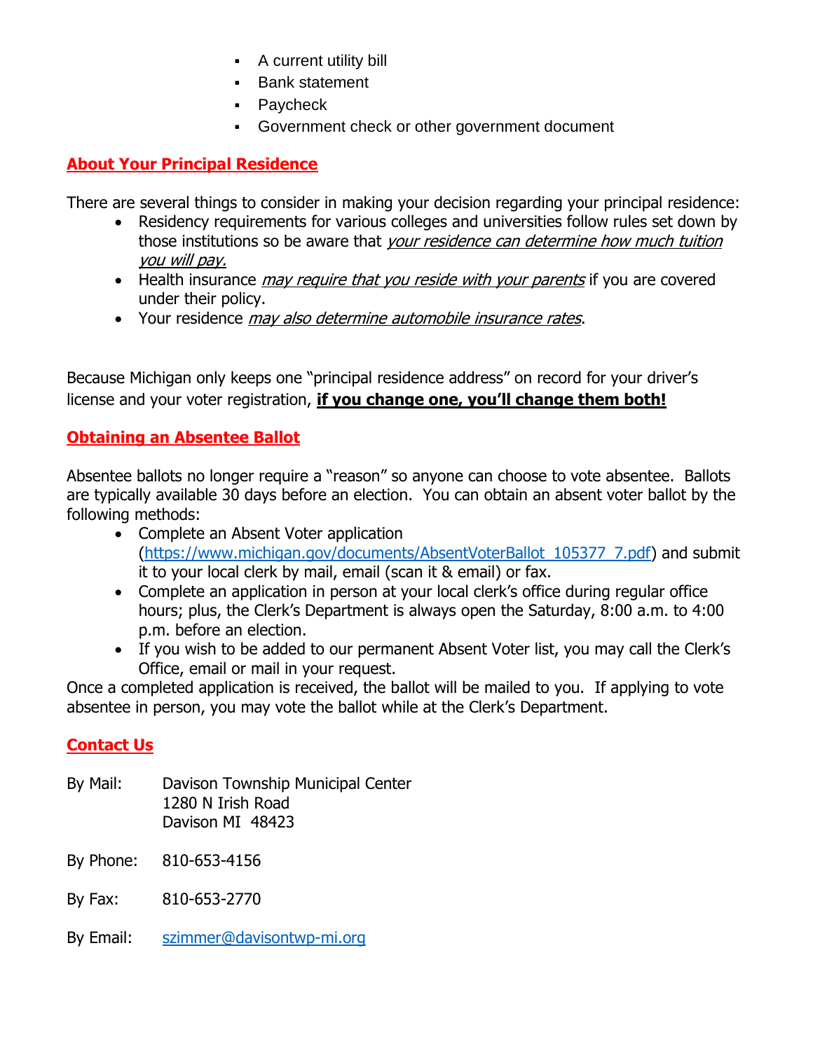- A current utility bill
- Bank statement
- Paycheck
- Government check or other government document

## About Your Principal Residence

There are several things to consider in making your decision regarding your principal residence:

- Residency requirements for various colleges and universities follow rules set down by those institutions so be aware that *your residence can determine how much tuition you will pay.*
- Health insurance *may require that you reside with your parents* if you are covered under their policy.
- Your residence *may also determine automobile insurance rates*.

Because Michigan only keeps one "principal residence address" on record for your driver's license and your voter registration, **if you change one, you'll change them both!**

## Obtaining an Absentee Ballot

Absentee ballots no longer require a "reason" so anyone can choose to vote absentee. Ballots are typically available 30 days before an election. You can obtain an absent voter ballot by the following methods:

- Complete an Absent Voter application (https://www.michigan.gov/documents/AbsentVoterBallot_105377_7.pdf) and submit it to your local clerk by mail, email (scan it & email) or fax.
- Complete an application in person at your local clerk's office during regular office hours; plus, the Clerk's Department is always open the Saturday, 8:00 a.m. to 4:00 p.m. before an election.
- If you wish to be added to our permanent Absent Voter list, you may call the Clerk's Office, email or mail in your request.

Once a completed application is received, the ballot will be mailed to you. If applying to vote absentee in person, you may vote the ballot while at the Clerk's Department.

## Contact Us

By Mail: Davison Township Municipal Center
1280 N Irish Road
Davison MI 48423

By Phone: 810-653-4156

By Fax: 810-653-2770

By Email: szimmer@davisontwp-mi.org